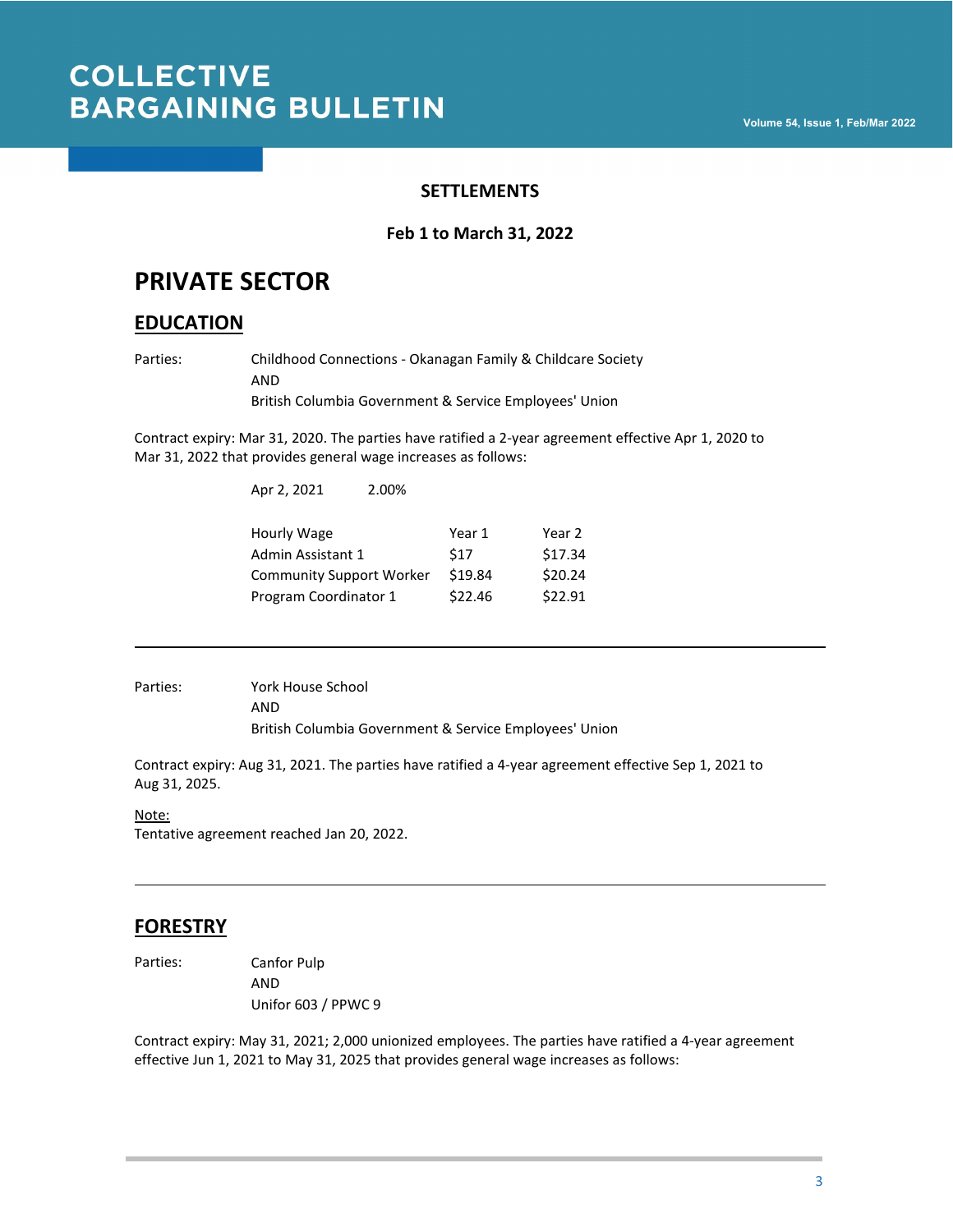# COLLECTIVE BARGAINING BULLETIN

## SETTLEMENTS

**Feb 1 to March 31, 2022**

# PRIVATE SECTOR

## EDUCATION

Parties: Childhood Connections - Okanagan Family & Childcare Society
AND
British Columbia Government & Service Employees' Union

Contract expiry: Mar 31, 2020. The parties have ratified a 2-year agreement effective Apr 1, 2020 to Mar 31, 2022 that provides general wage increases as follows:

| | |
|---|---|
| Apr 2, 2021 | 2.00% |

| Hourly Wage | Year 1 | Year 2 |
|---|---|---|
| Admin Assistant 1 | $17 | $17.34 |
| Community Support Worker | $19.84 | $20.24 |
| Program Coordinator 1 | $22.46 | $22.91 |

---

Parties: York House School
AND
British Columbia Government & Service Employees' Union

Contract expiry: Aug 31, 2021. The parties have ratified a 4-year agreement effective Sep 1, 2021 to Aug 31, 2025.

Note:
Tentative agreement reached Jan 20, 2022.

---

## FORESTRY

Parties: Canfor Pulp
AND
Unifor 603 / PPWC 9

Contract expiry: May 31, 2021; 2,000 unionized employees. The parties have ratified a 4-year agreement effective Jun 1, 2021 to May 31, 2025 that provides general wage increases as follows: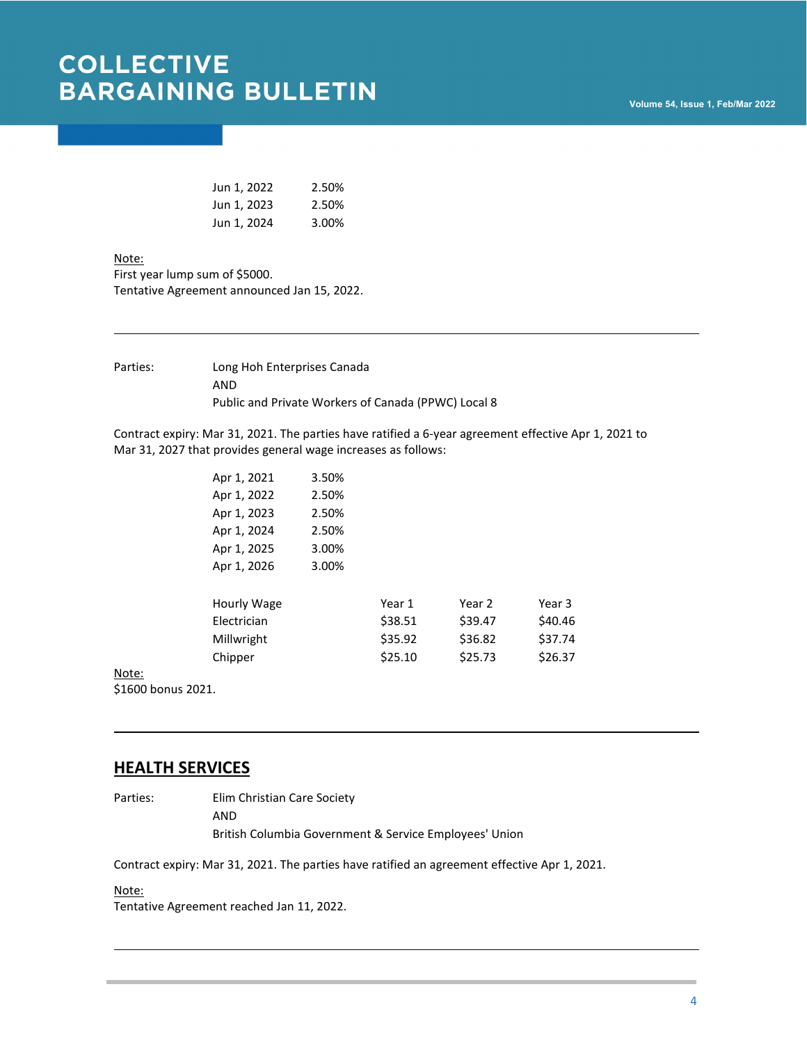| | |
|---|---|
| Jun 1, 2022 | 2.50% |
| Jun 1, 2023 | 2.50% |
| Jun 1, 2024 | 3.00% |

Note:
First year lump sum of $5000.
Tentative Agreement announced Jan 15, 2022.

---

Parties: Long Hoh Enterprises Canada
AND
Public and Private Workers of Canada (PPWC) Local 8

Contract expiry: Mar 31, 2021. The parties have ratified a 6-year agreement effective Apr 1, 2021 to Mar 31, 2027 that provides general wage increases as follows:

| | |
|---|---|
| Apr 1, 2021 | 3.50% |
| Apr 1, 2022 | 2.50% |
| Apr 1, 2023 | 2.50% |
| Apr 1, 2024 | 2.50% |
| Apr 1, 2025 | 3.00% |
| Apr 1, 2026 | 3.00% |

| Hourly Wage | Year 1 | Year 2 | Year 3 |
|---|---|---|---|
| Electrician | $38.51 | $39.47 | $40.46 |
| Millwright | $35.92 | $36.82 | $37.74 |
| Chipper | $25.10 | $25.73 | $26.37 |

Note:
$1600 bonus 2021.

---

## HEALTH SERVICES

Parties: Elim Christian Care Society
AND
British Columbia Government & Service Employees' Union

Contract expiry: Mar 31, 2021. The parties have ratified an agreement effective Apr 1, 2021.

Note:
Tentative Agreement reached Jan 11, 2022.

---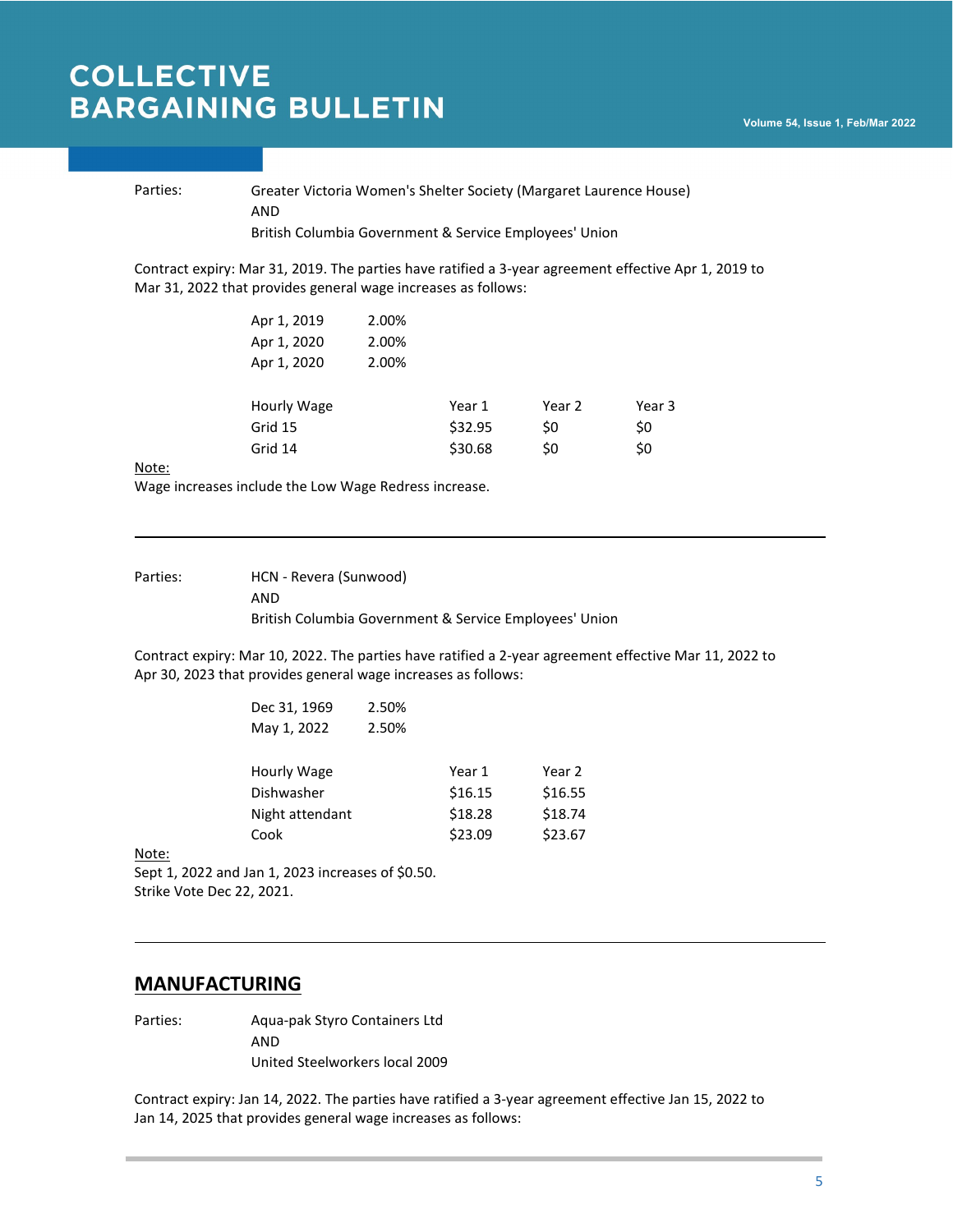Parties: Greater Victoria Women's Shelter Society (Margaret Laurence House)
AND
British Columbia Government & Service Employees' Union

Contract expiry: Mar 31, 2019. The parties have ratified a 3-year agreement effective Apr 1, 2019 to Mar 31, 2022 that provides general wage increases as follows:

| | |
|---|---|
| Apr 1, 2019 | 2.00% |
| Apr 1, 2020 | 2.00% |
| Apr 1, 2020 | 2.00% |

| Hourly Wage | Year 1 | Year 2 | Year 3 |
|---|---|---|---|
| Grid 15 | $32.95 | $0 | $0 |
| Grid 14 | $30.68 | $0 | $0 |

Note:
Wage increases include the Low Wage Redress increase.

---

Parties: HCN - Revera (Sunwood)
AND
British Columbia Government & Service Employees' Union

Contract expiry: Mar 10, 2022. The parties have ratified a 2-year agreement effective Mar 11, 2022 to Apr 30, 2023 that provides general wage increases as follows:

| | |
|---|---|
| Dec 31, 1969 | 2.50% |
| May 1, 2022 | 2.50% |

| Hourly Wage | Year 1 | Year 2 |
|---|---|---|
| Dishwasher | $16.15 | $16.55 |
| Night attendant | $18.28 | $18.74 |
| Cook | $23.09 | $23.67 |

Note:
Sept 1, 2022 and Jan 1, 2023 increases of $0.50.
Strike Vote Dec 22, 2021.

---

## MANUFACTURING

Parties: Aqua-pak Styro Containers Ltd
AND
United Steelworkers local 2009

Contract expiry: Jan 14, 2022. The parties have ratified a 3-year agreement effective Jan 15, 2022 to Jan 14, 2025 that provides general wage increases as follows: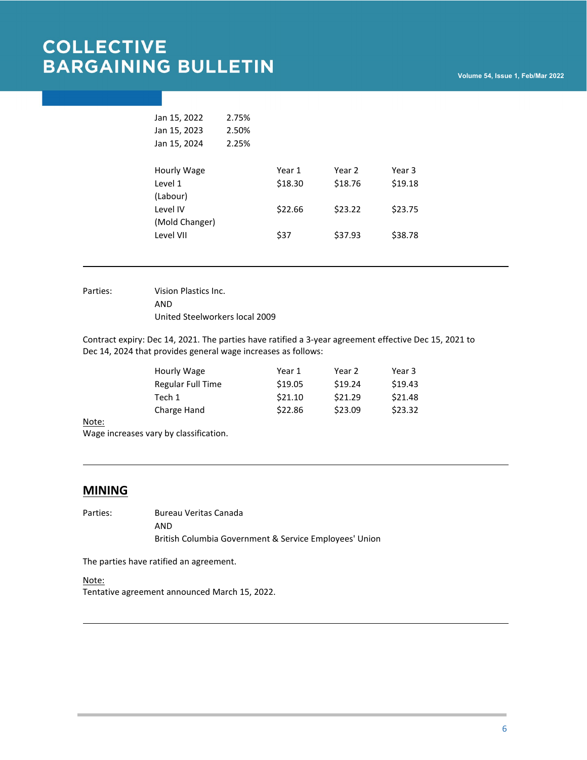| | |
|---|---|
| Jan 15, 2022 | 2.75% |
| Jan 15, 2023 | 2.50% |
| Jan 15, 2024 | 2.25% |

| Hourly Wage | Year 1 | Year 2 | Year 3 |
|---|---|---|---|
| Level 1 (Labour) | $18.30 | $18.76 | $19.18 |
| Level IV (Mold Changer) | $22.66 | $23.22 | $23.75 |
| Level VII | $37 | $37.93 | $38.78 |

---

Parties: Vision Plastics Inc.
AND
United Steelworkers local 2009

Contract expiry: Dec 14, 2021. The parties have ratified a 3-year agreement effective Dec 15, 2021 to Dec 14, 2024 that provides general wage increases as follows:

| Hourly Wage | Year 1 | Year 2 | Year 3 |
|---|---|---|---|
| Regular Full Time | $19.05 | $19.24 | $19.43 |
| Tech 1 | $21.10 | $21.29 | $21.48 |
| Charge Hand | $22.86 | $23.09 | $23.32 |

Note:
Wage increases vary by classification.

---

## MINING

Parties: Bureau Veritas Canada
AND
British Columbia Government & Service Employees' Union

The parties have ratified an agreement.

Note:
Tentative agreement announced March 15, 2022.

---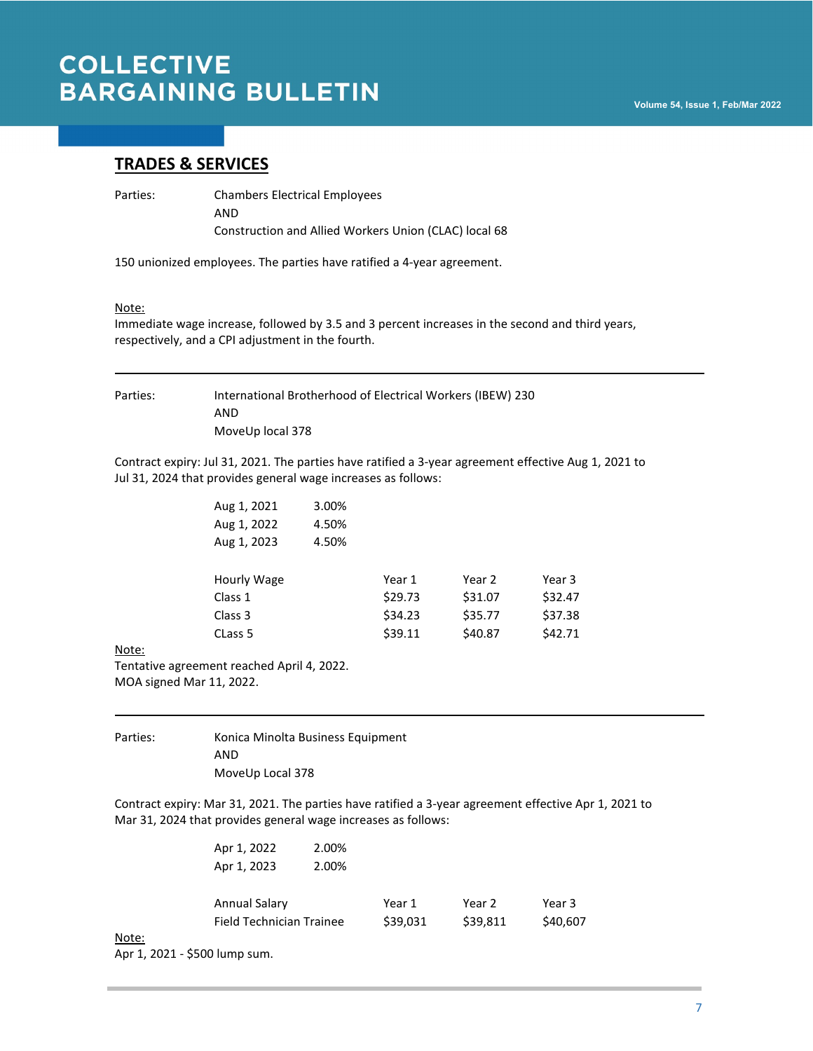## TRADES & SERVICES

Parties: Chambers Electrical Employees
AND
Construction and Allied Workers Union (CLAC) local 68

150 unionized employees. The parties have ratified a 4-year agreement.

Note:
Immediate wage increase, followed by 3.5 and 3 percent increases in the second and third years, respectively, and a CPI adjustment in the fourth.

---

Parties: International Brotherhood of Electrical Workers (IBEW) 230
AND
MoveUp local 378

Contract expiry: Jul 31, 2021. The parties have ratified a 3-year agreement effective Aug 1, 2021 to Jul 31, 2024 that provides general wage increases as follows:

| | |
|---|---|
| Aug 1, 2021 | 3.00% |
| Aug 1, 2022 | 4.50% |
| Aug 1, 2023 | 4.50% |

| Hourly Wage | Year 1 | Year 2 | Year 3 |
|---|---|---|---|
| Class 1 | $29.73 | $31.07 | $32.47 |
| Class 3 | $34.23 | $35.77 | $37.38 |
| CLass 5 | $39.11 | $40.87 | $42.71 |

Note:
Tentative agreement reached April 4, 2022.
MOA signed Mar 11, 2022.

---

Parties: Konica Minolta Business Equipment
AND
MoveUp Local 378

Contract expiry: Mar 31, 2021. The parties have ratified a 3-year agreement effective Apr 1, 2021 to Mar 31, 2024 that provides general wage increases as follows:

| | |
|---|---|
| Apr 1, 2022 | 2.00% |
| Apr 1, 2023 | 2.00% |

| Annual Salary | Year 1 | Year 2 | Year 3 |
|---|---|---|---|
| Field Technician Trainee | $39,031 | $39,811 | $40,607 |

Note:
Apr 1, 2021 - $500 lump sum.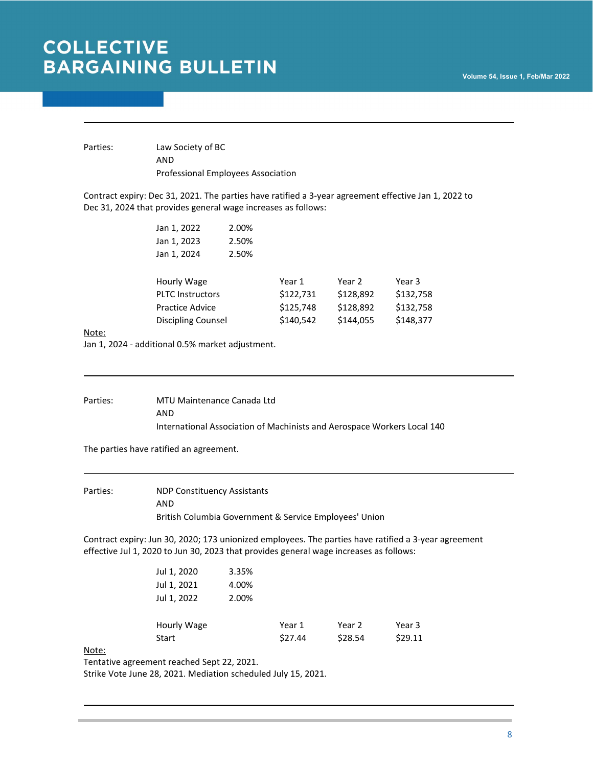Parties: Law Society of BC
AND
Professional Employees Association

Contract expiry: Dec 31, 2021. The parties have ratified a 3-year agreement effective Jan 1, 2022 to Dec 31, 2024 that provides general wage increases as follows:

| | |
|---|---|
| Jan 1, 2022 | 2.00% |
| Jan 1, 2023 | 2.50% |
| Jan 1, 2024 | 2.50% |

| Hourly Wage | Year 1 | Year 2 | Year 3 |
|---|---|---|---|
| PLTC Instructors | $122,731 | $128,892 | $132,758 |
| Practice Advice | $125,748 | $128,892 | $132,758 |
| Discipling Counsel | $140,542 | $144,055 | $148,377 |

Note:
Jan 1, 2024 - additional 0.5% market adjustment.

---

Parties: MTU Maintenance Canada Ltd
AND
International Association of Machinists and Aerospace Workers Local 140

The parties have ratified an agreement.

---

Parties: NDP Constituency Assistants
AND
British Columbia Government & Service Employees' Union

Contract expiry: Jun 30, 2020; 173 unionized employees. The parties have ratified a 3-year agreement effective Jul 1, 2020 to Jun 30, 2023 that provides general wage increases as follows:

| | |
|---|---|
| Jul 1, 2020 | 3.35% |
| Jul 1, 2021 | 4.00% |
| Jul 1, 2022 | 2.00% |

| Hourly Wage | Year 1 | Year 2 | Year 3 |
|---|---|---|---|
| Start | $27.44 | $28.54 | $29.11 |

Note:
Tentative agreement reached Sept 22, 2021.
Strike Vote June 28, 2021. Mediation scheduled July 15, 2021.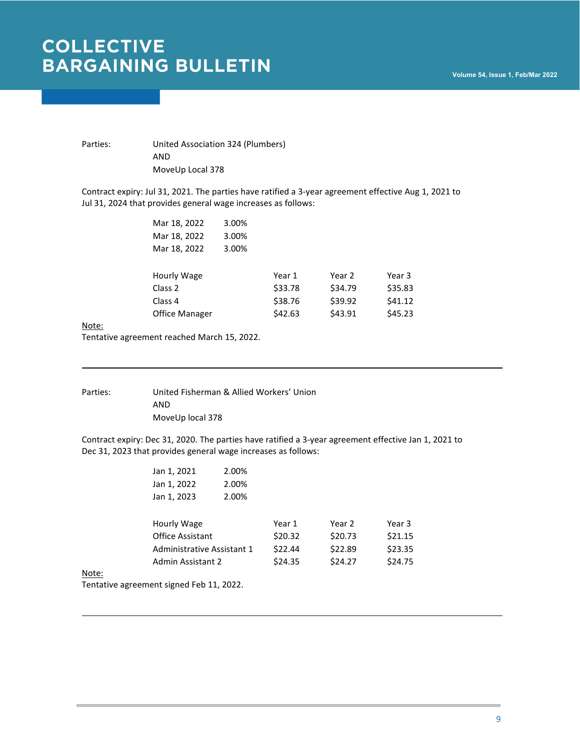Parties: United Association 324 (Plumbers)
AND
MoveUp Local 378

Contract expiry: Jul 31, 2021. The parties have ratified a 3-year agreement effective Aug 1, 2021 to Jul 31, 2024 that provides general wage increases as follows:

| | |
|---|---|
| Mar 18, 2022 | 3.00% |
| Mar 18, 2022 | 3.00% |
| Mar 18, 2022 | 3.00% |

| Hourly Wage | Year 1 | Year 2 | Year 3 |
|---|---|---|---|
| Class 2 | $33.78 | $34.79 | $35.83 |
| Class 4 | $38.76 | $39.92 | $41.12 |
| Office Manager | $42.63 | $43.91 | $45.23 |

Note:
Tentative agreement reached March 15, 2022.

---

Parties: United Fisherman & Allied Workers' Union
AND
MoveUp local 378

Contract expiry: Dec 31, 2020. The parties have ratified a 3-year agreement effective Jan 1, 2021 to Dec 31, 2023 that provides general wage increases as follows:

| | |
|---|---|
| Jan 1, 2021 | 2.00% |
| Jan 1, 2022 | 2.00% |
| Jan 1, 2023 | 2.00% |

| Hourly Wage | Year 1 | Year 2 | Year 3 |
|---|---|---|---|
| Office Assistant | $20.32 | $20.73 | $21.15 |
| Administrative Assistant 1 | $22.44 | $22.89 | $23.35 |
| Admin Assistant 2 | $24.35 | $24.27 | $24.75 |

Note:
Tentative agreement signed Feb 11, 2022.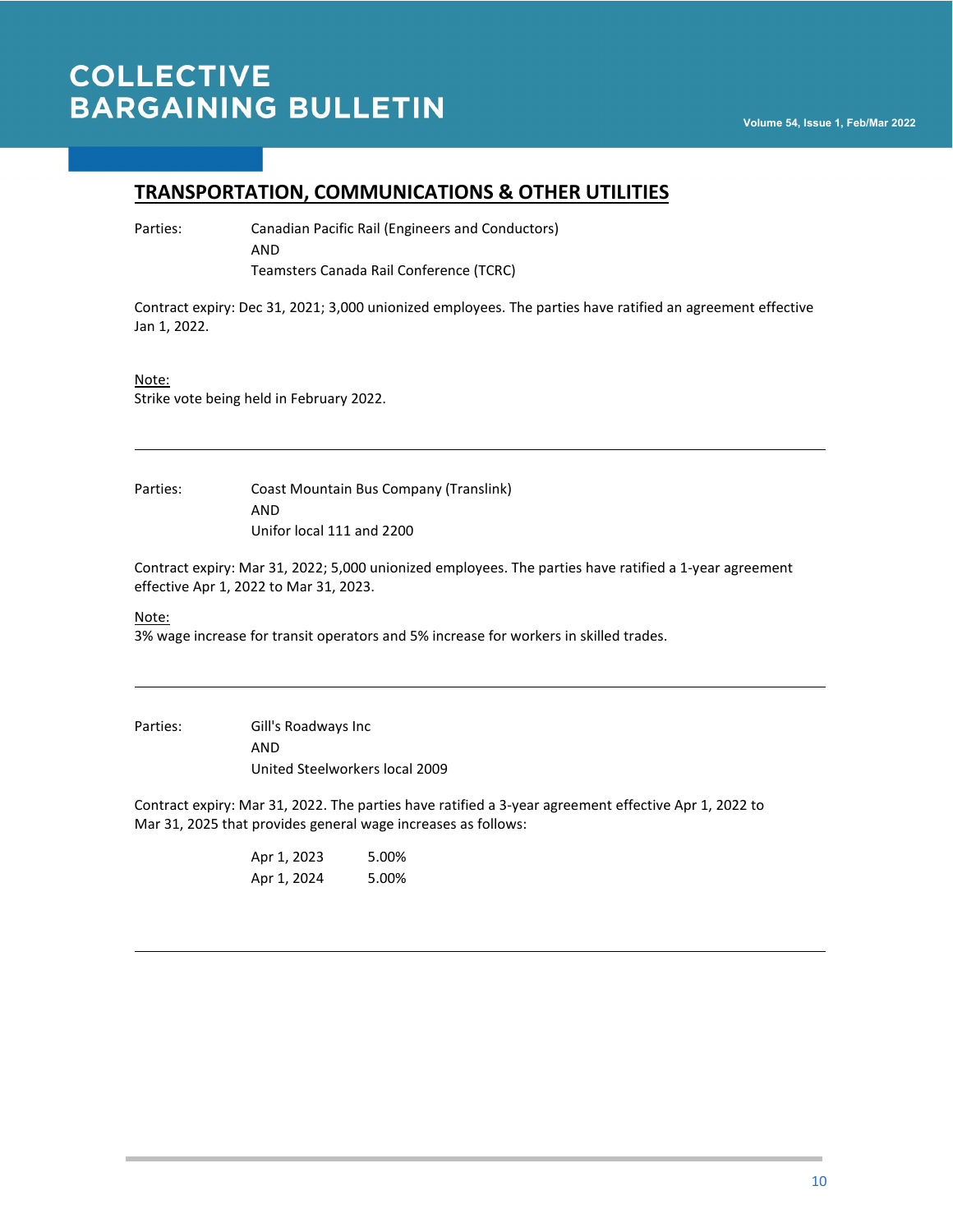## TRANSPORTATION, COMMUNICATIONS & OTHER UTILITIES

Parties: Canadian Pacific Rail (Engineers and Conductors)
AND
Teamsters Canada Rail Conference (TCRC)

Contract expiry: Dec 31, 2021; 3,000 unionized employees. The parties have ratified an agreement effective Jan 1, 2022.

Note:
Strike vote being held in February 2022.

---

Parties: Coast Mountain Bus Company (Translink)
AND
Unifor local 111 and 2200

Contract expiry: Mar 31, 2022; 5,000 unionized employees. The parties have ratified a 1-year agreement effective Apr 1, 2022 to Mar 31, 2023.

Note:
3% wage increase for transit operators and 5% increase for workers in skilled trades.

---

Parties: Gill's Roadways Inc
AND
United Steelworkers local 2009

Contract expiry: Mar 31, 2022. The parties have ratified a 3-year agreement effective Apr 1, 2022 to Mar 31, 2025 that provides general wage increases as follows:

| | |
|---|---|
| Apr 1, 2023 | 5.00% |
| Apr 1, 2024 | 5.00% |

---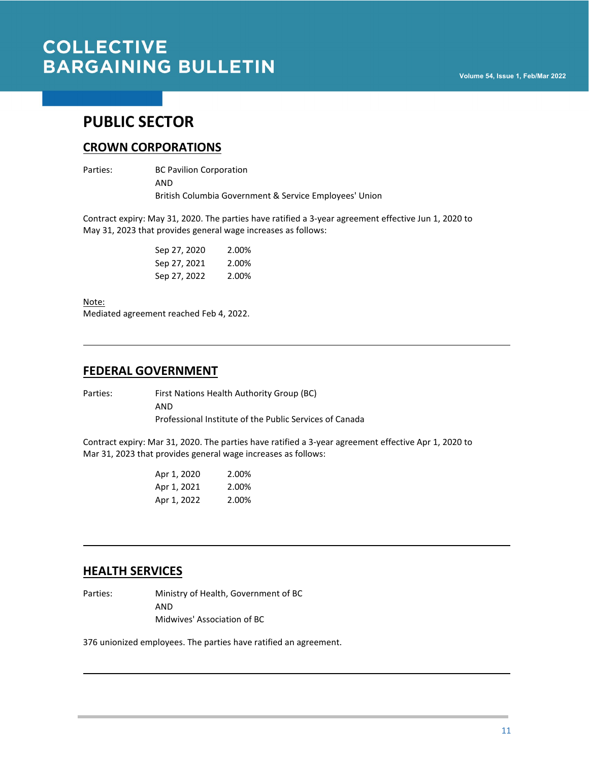# PUBLIC SECTOR

## CROWN CORPORATIONS

Parties: BC Pavilion Corporation
AND
British Columbia Government & Service Employees' Union

Contract expiry: May 31, 2020. The parties have ratified a 3-year agreement effective Jun 1, 2020 to May 31, 2023 that provides general wage increases as follows:

| | |
|---|---|
| Sep 27, 2020 | 2.00% |
| Sep 27, 2021 | 2.00% |
| Sep 27, 2022 | 2.00% |

Note:
Mediated agreement reached Feb 4, 2022.

---

## FEDERAL GOVERNMENT

Parties: First Nations Health Authority Group (BC)
AND
Professional Institute of the Public Services of Canada

Contract expiry: Mar 31, 2020. The parties have ratified a 3-year agreement effective Apr 1, 2020 to Mar 31, 2023 that provides general wage increases as follows:

| | |
|---|---|
| Apr 1, 2020 | 2.00% |
| Apr 1, 2021 | 2.00% |
| Apr 1, 2022 | 2.00% |

---

## HEALTH SERVICES

Parties: Ministry of Health, Government of BC
AND
Midwives' Association of BC

376 unionized employees. The parties have ratified an agreement.

---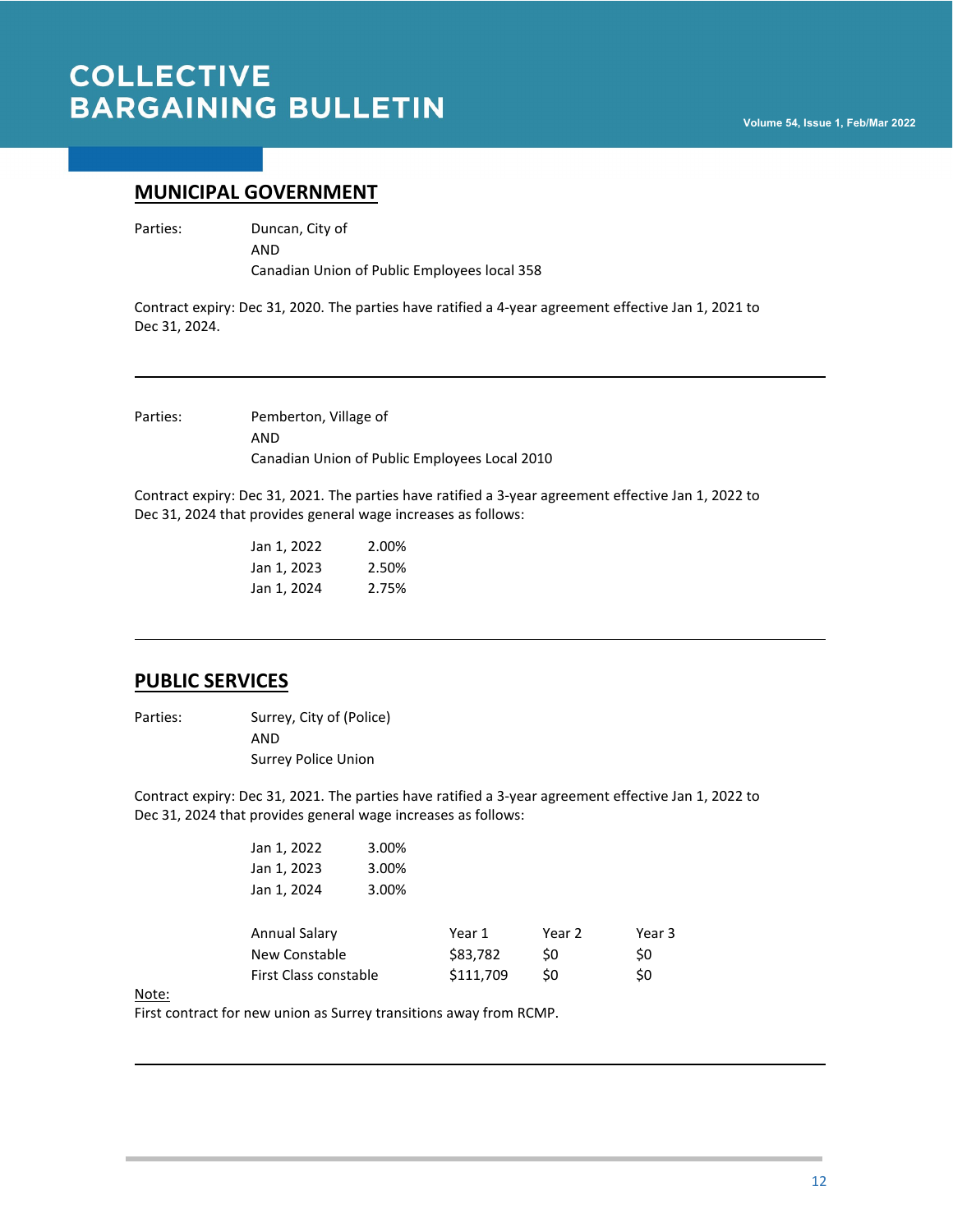## MUNICIPAL GOVERNMENT

Parties: Duncan, City of
AND
Canadian Union of Public Employees local 358

Contract expiry: Dec 31, 2020. The parties have ratified a 4-year agreement effective Jan 1, 2021 to Dec 31, 2024.

---

Parties: Pemberton, Village of
AND
Canadian Union of Public Employees Local 2010

Contract expiry: Dec 31, 2021. The parties have ratified a 3-year agreement effective Jan 1, 2022 to Dec 31, 2024 that provides general wage increases as follows:

| | |
|---|---|
| Jan 1, 2022 | 2.00% |
| Jan 1, 2023 | 2.50% |
| Jan 1, 2024 | 2.75% |

---

## PUBLIC SERVICES

Parties: Surrey, City of (Police)
AND
Surrey Police Union

Contract expiry: Dec 31, 2021. The parties have ratified a 3-year agreement effective Jan 1, 2022 to Dec 31, 2024 that provides general wage increases as follows:

| | |
|---|---|
| Jan 1, 2022 | 3.00% |
| Jan 1, 2023 | 3.00% |
| Jan 1, 2024 | 3.00% |

| Annual Salary | Year 1 | Year 2 | Year 3 |
|---|---|---|---|
| New Constable | $83,782 | $0 | $0 |
| First Class constable | $111,709 | $0 | $0 |

Note:
First contract for new union as Surrey transitions away from RCMP.

---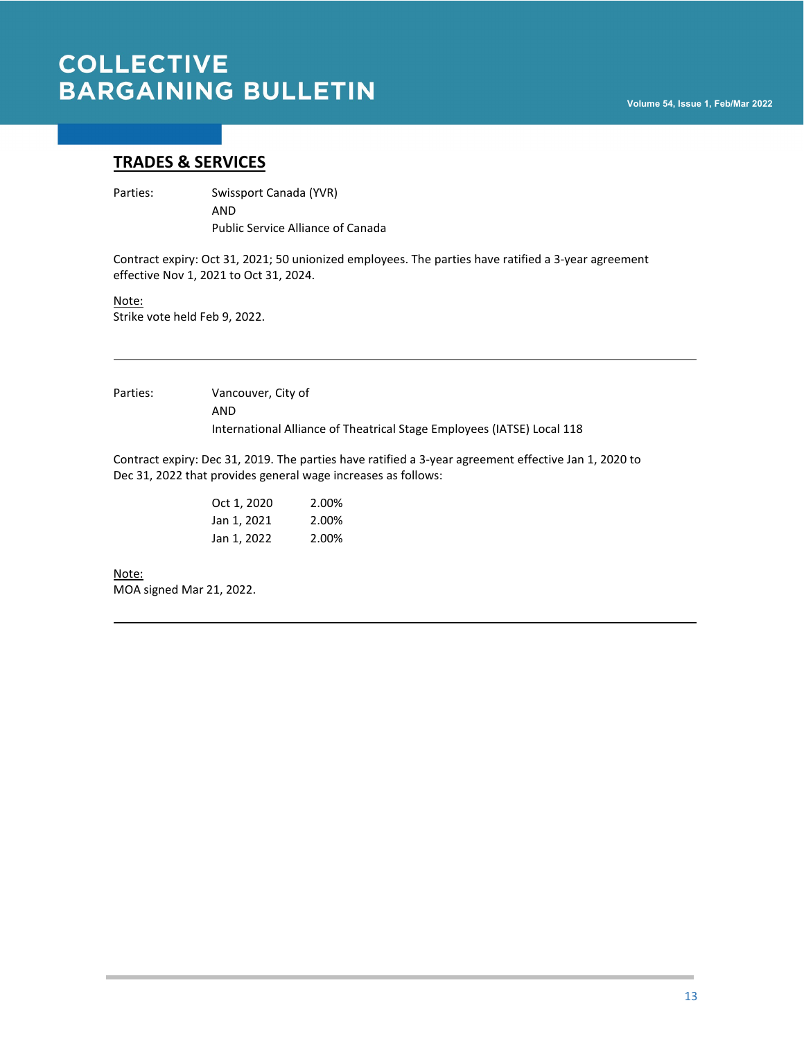## TRADES & SERVICES

| | |
|---|---|
| Parties: | Swissport Canada (YVR) |
| | AND |
| | Public Service Alliance of Canada |

Contract expiry: Oct 31, 2021; 50 unionized employees. The parties have ratified a 3-year agreement effective Nov 1, 2021 to Oct 31, 2024.

Note:
Strike vote held Feb 9, 2022.

---

| | |
|---|---|
| Parties: | Vancouver, City of |
| | AND |
| | International Alliance of Theatrical Stage Employees (IATSE) Local 118 |

Contract expiry: Dec 31, 2019. The parties have ratified a 3-year agreement effective Jan 1, 2020 to Dec 31, 2022 that provides general wage increases as follows:

| | |
|---|---|
| Oct 1, 2020 | 2.00% |
| Jan 1, 2021 | 2.00% |
| Jan 1, 2022 | 2.00% |

Note:
MOA signed Mar 21, 2022.

---